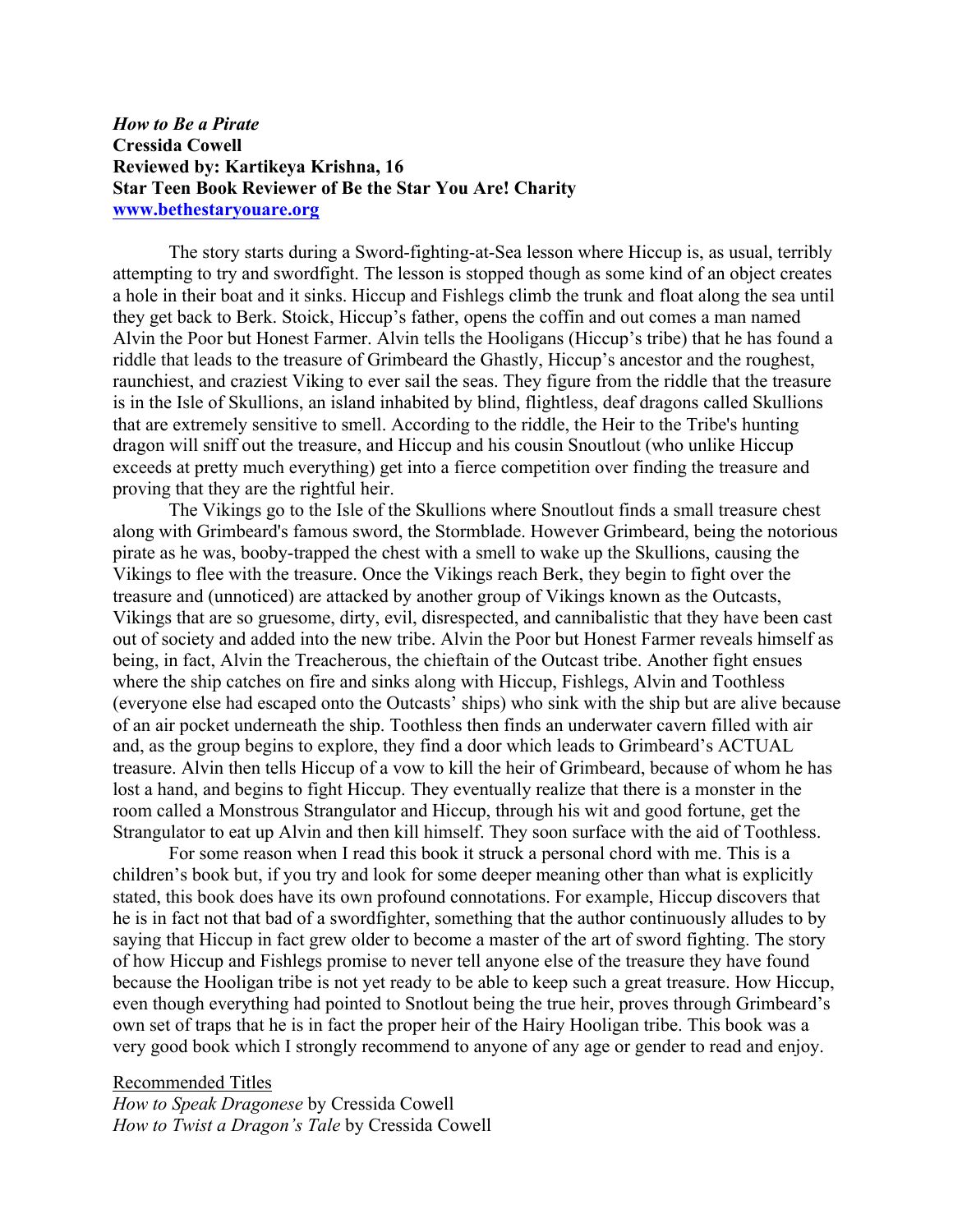***How to Be a Pirate***
**Cressida Cowell**
**Reviewed by: Kartikeya Krishna, 16**
**Star Teen Book Reviewer of Be the Star You Are! Charity**
**[www.bethestaryouare.org](http://www.bethestaryouare.org)**

The story starts during a Sword-fighting-at-Sea lesson where Hiccup is, as usual, terribly attempting to try and swordfight. The lesson is stopped though as some kind of an object creates a hole in their boat and it sinks. Hiccup and Fishlegs climb the trunk and float along the sea until they get back to Berk. Stoick, Hiccup's father, opens the coffin and out comes a man named Alvin the Poor but Honest Farmer. Alvin tells the Hooligans (Hiccup's tribe) that he has found a riddle that leads to the treasure of Grimbeard the Ghastly, Hiccup's ancestor and the roughest, raunchiest, and craziest Viking to ever sail the seas. They figure from the riddle that the treasure is in the Isle of Skullions, an island inhabited by blind, flightless, deaf dragons called Skullions that are extremely sensitive to smell. According to the riddle, the Heir to the Tribe's hunting dragon will sniff out the treasure, and Hiccup and his cousin Snoutlout (who unlike Hiccup exceeds at pretty much everything) get into a fierce competition over finding the treasure and proving that they are the rightful heir.

The Vikings go to the Isle of the Skullions where Snoutlout finds a small treasure chest along with Grimbeard's famous sword, the Stormblade. However Grimbeard, being the notorious pirate as he was, booby-trapped the chest with a smell to wake up the Skullions, causing the Vikings to flee with the treasure. Once the Vikings reach Berk, they begin to fight over the treasure and (unnoticed) are attacked by another group of Vikings known as the Outcasts, Vikings that are so gruesome, dirty, evil, disrespected, and cannibalistic that they have been cast out of society and added into the new tribe. Alvin the Poor but Honest Farmer reveals himself as being, in fact, Alvin the Treacherous, the chieftain of the Outcast tribe. Another fight ensues where the ship catches on fire and sinks along with Hiccup, Fishlegs, Alvin and Toothless (everyone else had escaped onto the Outcasts' ships) who sink with the ship but are alive because of an air pocket underneath the ship. Toothless then finds an underwater cavern filled with air and, as the group begins to explore, they find a door which leads to Grimbeard's ACTUAL treasure. Alvin then tells Hiccup of a vow to kill the heir of Grimbeard, because of whom he has lost a hand, and begins to fight Hiccup. They eventually realize that there is a monster in the room called a Monstrous Strangulator and Hiccup, through his wit and good fortune, get the Strangulator to eat up Alvin and then kill himself. They soon surface with the aid of Toothless.

For some reason when I read this book it struck a personal chord with me. This is a children's book but, if you try and look for some deeper meaning other than what is explicitly stated, this book does have its own profound connotations. For example, Hiccup discovers that he is in fact not that bad of a swordfighter, something that the author continuously alludes to by saying that Hiccup in fact grew older to become a master of the art of sword fighting. The story of how Hiccup and Fishlegs promise to never tell anyone else of the treasure they have found because the Hooligan tribe is not yet ready to be able to keep such a great treasure. How Hiccup, even though everything had pointed to Snotlout being the true heir, proves through Grimbeard's own set of traps that he is in fact the proper heir of the Hairy Hooligan tribe. This book was a very good book which I strongly recommend to anyone of any age or gender to read and enjoy.

Recommended Titles
*How to Speak Dragonese* by Cressida Cowell
*How to Twist a Dragon's Tale* by Cressida Cowell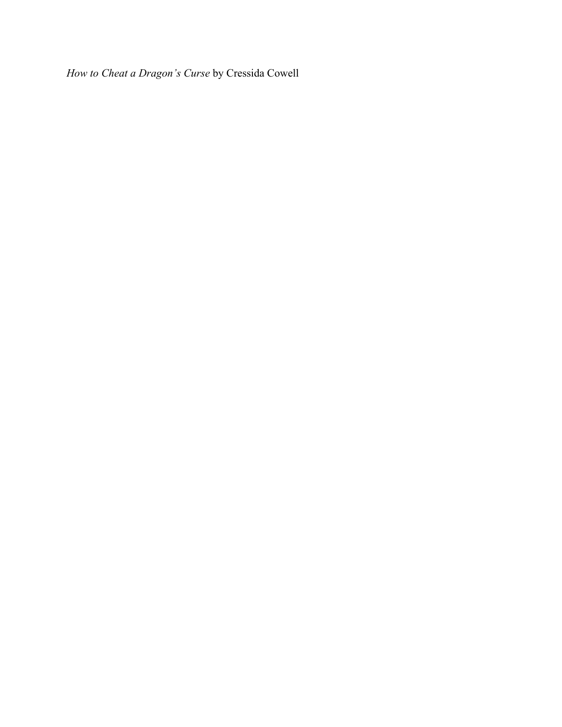*How to Cheat a Dragon's Curse* by Cressida Cowell